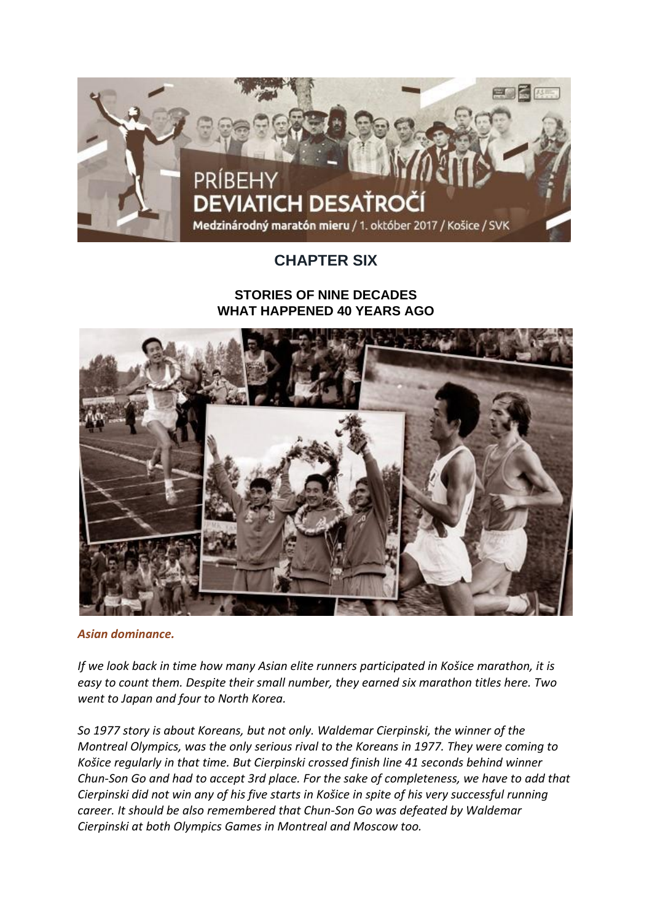## CHAPTER SIX

### STORIES OF NINE DECADES
### WHAT HAPPENED 40 YEARS AGO

***Asian dominance.***

*If we look back in time how many Asian elite runners participated in Košice marathon, it is easy to count them. Despite their small number, they earned six marathon titles here. Two went to Japan and four to North Korea.*

*So 1977 story is about Koreans, but not only. Waldemar Cierpinski, the winner of the Montreal Olympics, was the only serious rival to the Koreans in 1977. They were coming to Košice regularly in that time. But Cierpinski crossed finish line 41 seconds behind winner Chun-Son Go and had to accept 3rd place. For the sake of completeness, we have to add that Cierpinski did not win any of his five starts in Košice in spite of his very successful running career. It should be also remembered that Chun-Son Go was defeated by Waldemar Cierpinski at both Olympics Games in Montreal and Moscow too.*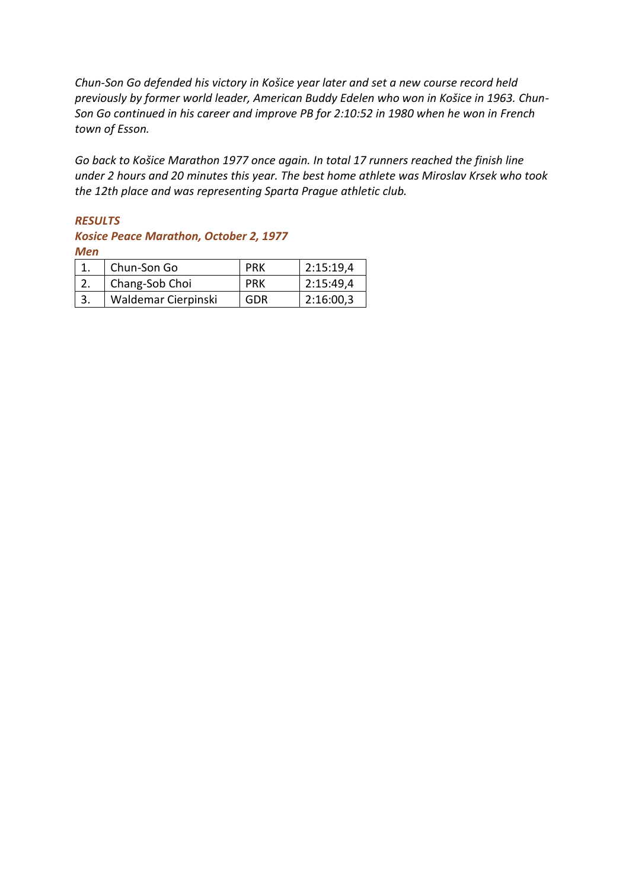*Chun-Son Go defended his victory in Košice year later and set a new course record held previously by former world leader, American Buddy Edelen who won in Košice in 1963. Chun-Son Go continued in his career and improve PB for 2:10:52 in 1980 when he won in French town of Esson.*

*Go back to Košice Marathon 1977 once again. In total 17 runners reached the finish line under 2 hours and 20 minutes this year. The best home athlete was Miroslav Krsek who took the 12th place and was representing Sparta Prague athletic club.*

***RESULTS***

***Kosice Peace Marathon, October 2, 1977***

***Men***

| | | | |
|---|---|---|---|
| 1. | Chun-Son Go | PRK | 2:15:19,4 |
| 2. | Chang-Sob Choi | PRK | 2:15:49,4 |
| 3. | Waldemar Cierpinski | GDR | 2:16:00,3 |